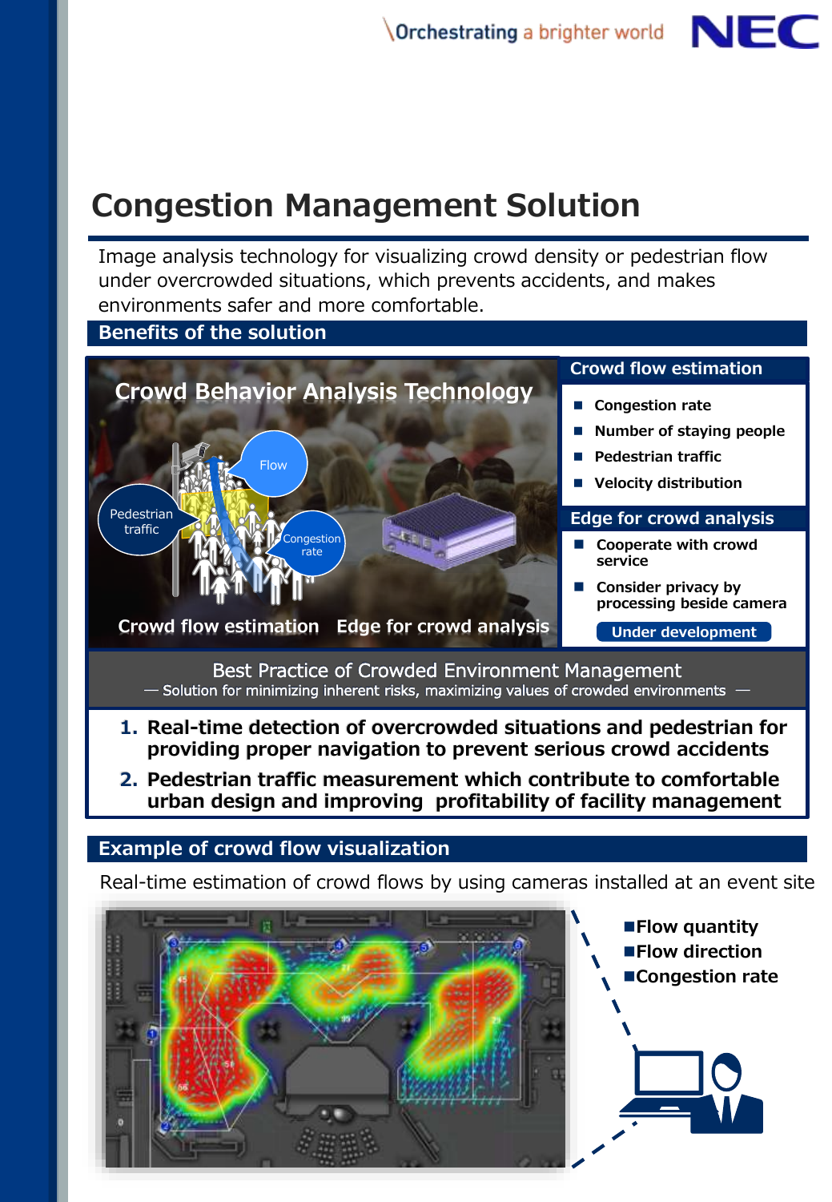# Congestion Management Solution

Image analysis technology for visualizing crowd density or pedestrian flow under overcrowded situations, which prevents accidents, and makes environments safer and more comfortable.

## Benefits of the solution

### Crowd Behavior Analysis Technology

Flow

Pedestrian traffic

Congestion rate

Crowd flow estimation

Edge for crowd analysis

#### Crowd flow estimation

- Congestion rate
- Number of staying people
- Pedestrian traffic
- Velocity distribution

#### Edge for crowd analysis

- Cooperate with crowd service
- Consider privacy by processing beside camera

Under development

### Best Practice of Crowded Environment Management

— Solution for minimizing inherent risks, maximizing values of crowded environments —

1. **Real-time detection of overcrowded situations and pedestrian for providing proper navigation to prevent serious crowd accidents**
2. **Pedestrian traffic measurement which contribute to comfortable urban design and improving profitability of facility management**

## Example of crowd flow visualization

Real-time estimation of crowd flows by using cameras installed at an event site

- **Flow quantity**
- **Flow direction**
- **Congestion rate**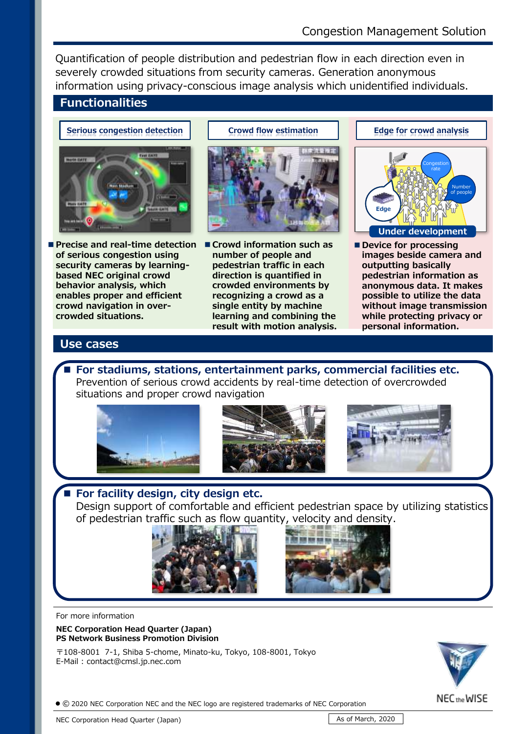Congestion Management Solution

Quantification of people distribution and pedestrian flow in each direction even in severely crowded situations from security cameras. Generation anonymous information using privacy-conscious image analysis which unidentified individuals.

## Functionalities

### Serious congestion detection

- **Precise and real-time detection of serious congestion using security cameras by learning-based NEC original crowd behavior analysis, which enables proper and efficient crowd navigation in over-crowded situations.**

### Crowd flow estimation

- **Crowd information such as number of people and pedestrian traffic in each direction is quantified in crowded environments by recognizing a crowd as a single entity by machine learning and combining the result with motion analysis.**

### Edge for crowd analysis

Congestion rate
Number of people
Edge
Under development

- **Device for processing images beside camera and outputting basically pedestrian information as anonymous data. It makes possible to utilize the data without image transmission while protecting privacy or personal information.**

## Use cases

- **For stadiums, stations, entertainment parks, commercial facilities etc.**
  Prevention of serious crowd accidents by real-time detection of overcrowded situations and proper crowd navigation

- **For facility design, city design etc.**
  Design support of comfortable and efficient pedestrian space by utilizing statistics of pedestrian traffic such as flow quantity, velocity and density.

For more information

**NEC Corporation Head Quarter (Japan)**
**PS Network Business Promotion Division**

〒108-8001 7-1, Shiba 5-chome, Minato-ku, Tokyo, 108-8001, Tokyo
E-Mail : contact@cmsl.jp.nec.com

NEC the WISE

- © 2020 NEC Corporation NEC and the NEC logo are registered trademarks of NEC Corporation

NEC Corporation Head Quarter (Japan)

As of March, 2020